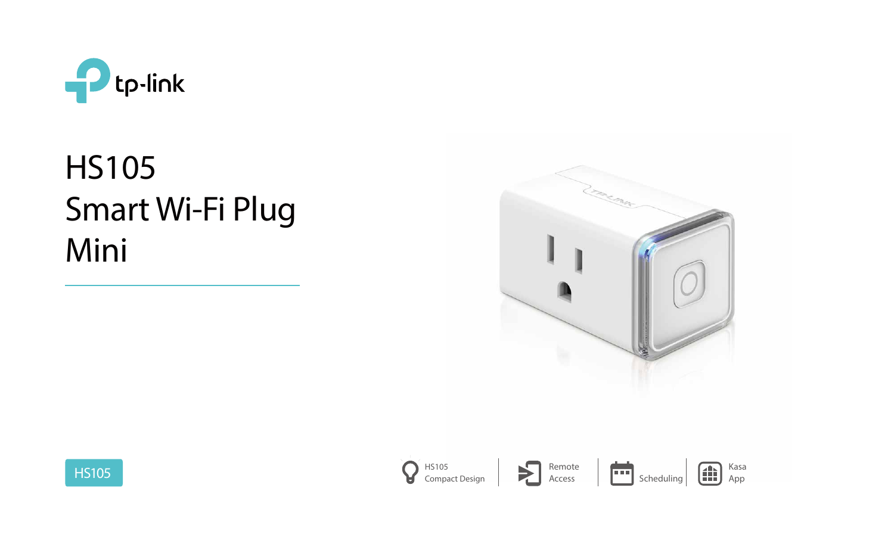tp-link

# HS105
# Smart Wi-Fi Plug
# Mini

HS105

HS105 Compact Design | Remote Access | Scheduling | Kasa App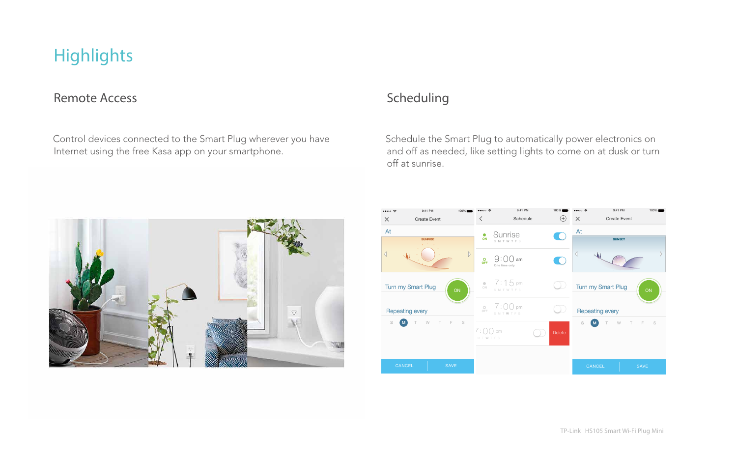# Highlights

## Remote Access

Control devices connected to the Smart Plug wherever you have Internet using the free Kasa app on your smartphone.

## Scheduling

Schedule the Smart Plug to automatically power electronics on and off as needed, like setting lights to come on at dusk or turn off at sunrise.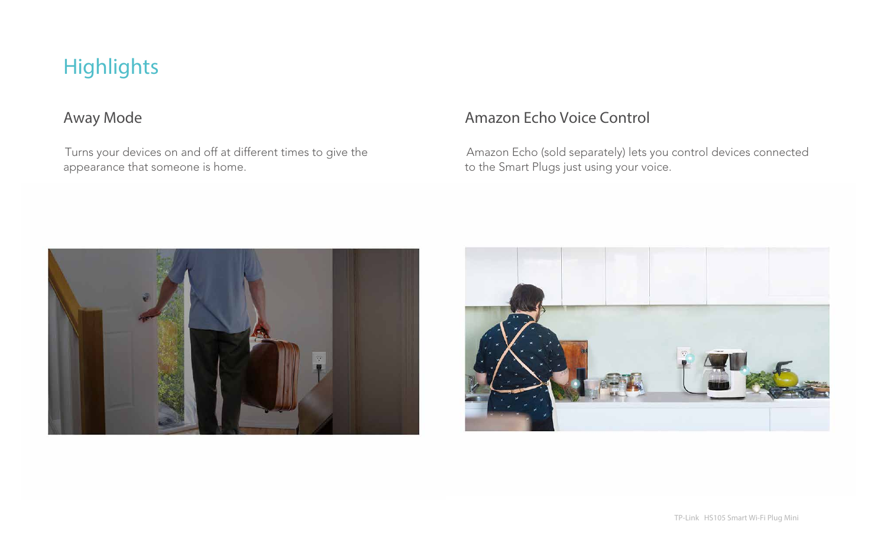# Highlights

## Away Mode

Turns your devices on and off at different times to give the appearance that someone is home.

## Amazon Echo Voice Control

Amazon Echo (sold separately) lets you control devices connected to the Smart Plugs just using your voice.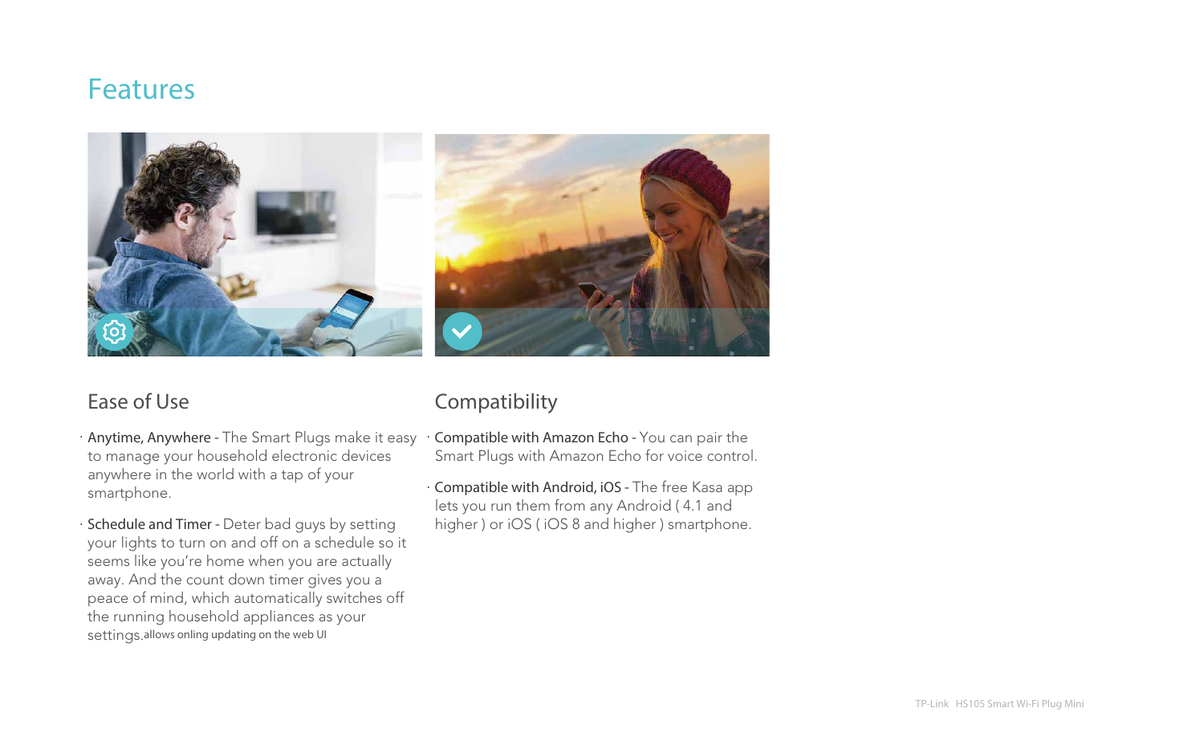# Features

## Ease of Use

- **Anytime, Anywhere -** The Smart Plugs make it easy to manage your household electronic devices anywhere in the world with a tap of your smartphone.
- **Schedule and Timer -** Deter bad guys by setting your lights to turn on and off on a schedule so it seems like you're home when you are actually away. And the count down timer gives you a peace of mind, which automatically switches off the running household appliances as your settings.allows onling updating on the web UI

## Compatibility

- **Compatible with Amazon Echo -** You can pair the Smart Plugs with Amazon Echo for voice control.
- **Compatible with Android, iOS -** The free Kasa app lets you run them from any Android ( 4.1 and higher ) or iOS ( iOS 8 and higher ) smartphone.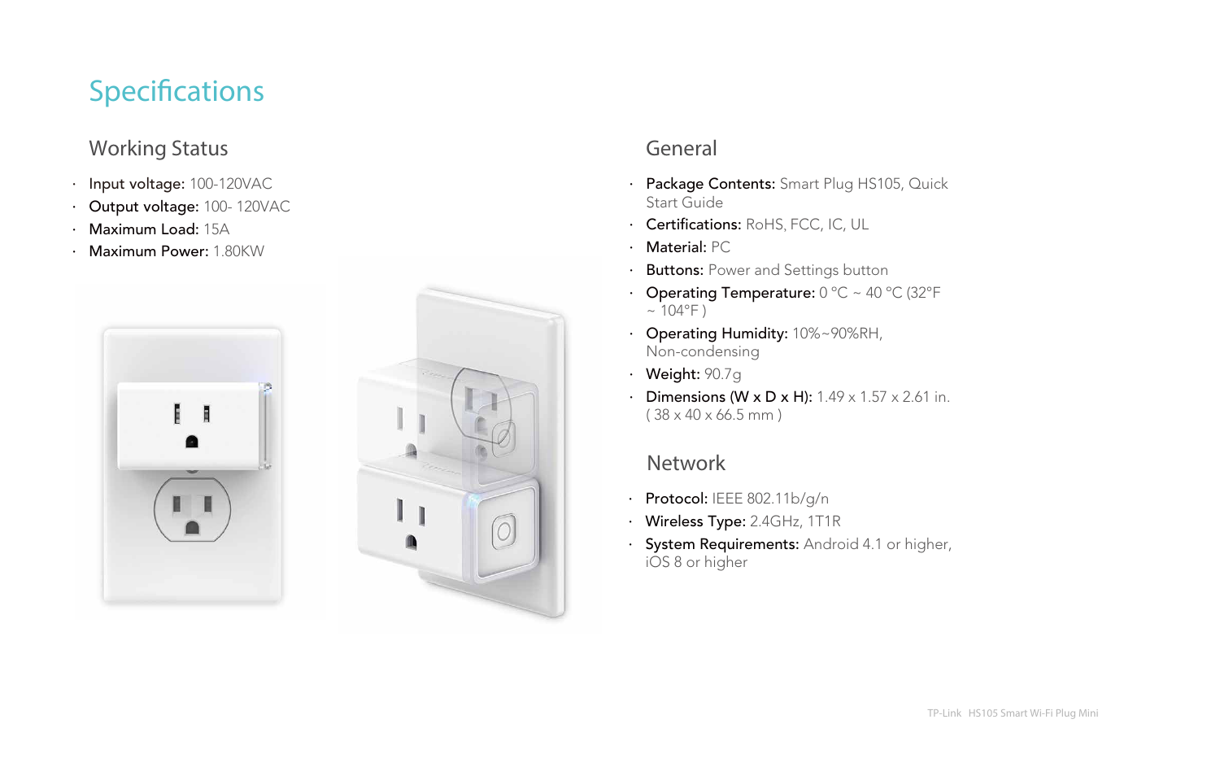# Specifications

## Working Status

- **Input voltage:** 100-120VAC
- **Output voltage:** 100- 120VAC
- **Maximum Load:** 15A
- **Maximum Power:** 1.80KW

## General

- **Package Contents:** Smart Plug HS105, Quick Start Guide
- **Certifications:** RoHS, FCC, IC, UL
- **Material:** PC
- **Buttons:** Power and Settings button
- **Operating Temperature:** 0 °C ~ 40 °C (32°F ~ 104°F )
- **Operating Humidity:** 10%~90%RH, Non-condensing
- **Weight:** 90.7g
- **Dimensions (W x D x H):** 1.49 x 1.57 x 2.61 in. ( 38 x 40 x 66.5 mm )

## Network

- **Protocol:** IEEE 802.11b/g/n
- **Wireless Type:** 2.4GHz, 1T1R
- **System Requirements:** Android 4.1 or higher, iOS 8 or higher